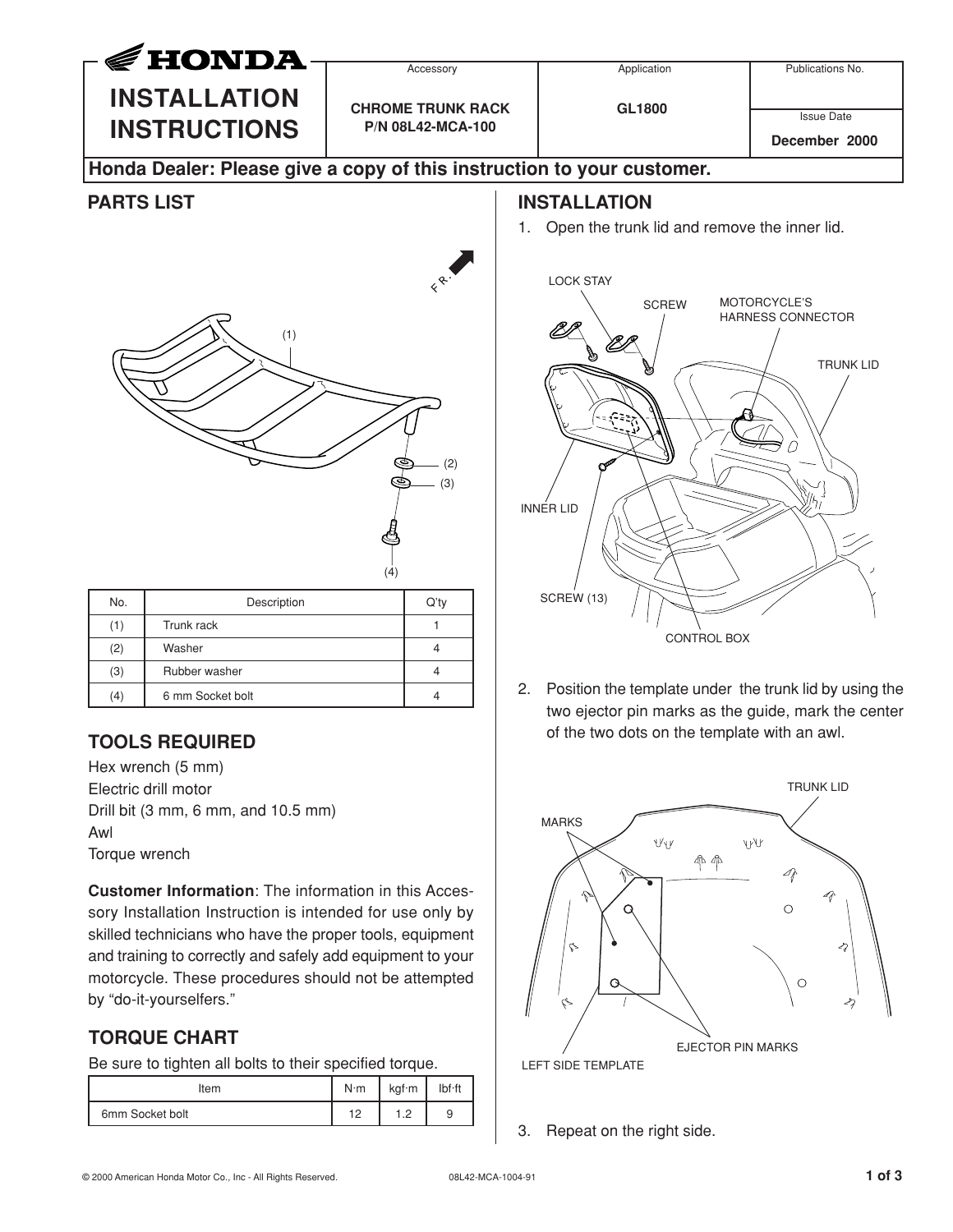# HONDA INSTALLATION INSTRUCTIONS

| Accessory | Application | Publications No. |
| --- | --- | --- |
| **CHROME TRUNK RACK P/N 08L42-MCA-100** | **GL1800** | Issue Date **December 2000** |

**Honda Dealer: Please give a copy of this instruction to your customer.**

## PARTS LIST

| No. | Description | Q'ty |
| --- | --- | --- |
| (1) | Trunk rack | 1 |
| (2) | Washer | 4 |
| (3) | Rubber washer | 4 |
| (4) | 6 mm Socket bolt | 4 |

## TOOLS REQUIRED

Hex wrench (5 mm)
Electric drill motor
Drill bit (3 mm, 6 mm, and 10.5 mm)
Awl
Torque wrench

**Customer Information**: The information in this Accessory Installation Instruction is intended for use only by skilled technicians who have the proper tools, equipment and training to correctly and safely add equipment to your motorcycle. These procedures should not be attempted by "do-it-yourselfers."

## TORQUE CHART

Be sure to tighten all bolts to their specified torque.

| Item | N·m | kgf·m | lbf·ft |
| --- | --- | --- | --- |
| 6mm Socket bolt | 12 | 1.2 | 9 |

## INSTALLATION

1. Open the trunk lid and remove the inner lid.

2. Position the template under the trunk lid by using the two ejector pin marks as the guide, mark the center of the two dots on the template with an awl.

3. Repeat on the right side.

© 2000 American Honda Motor Co., Inc - All Rights Reserved. 08L42-MCA-1004-91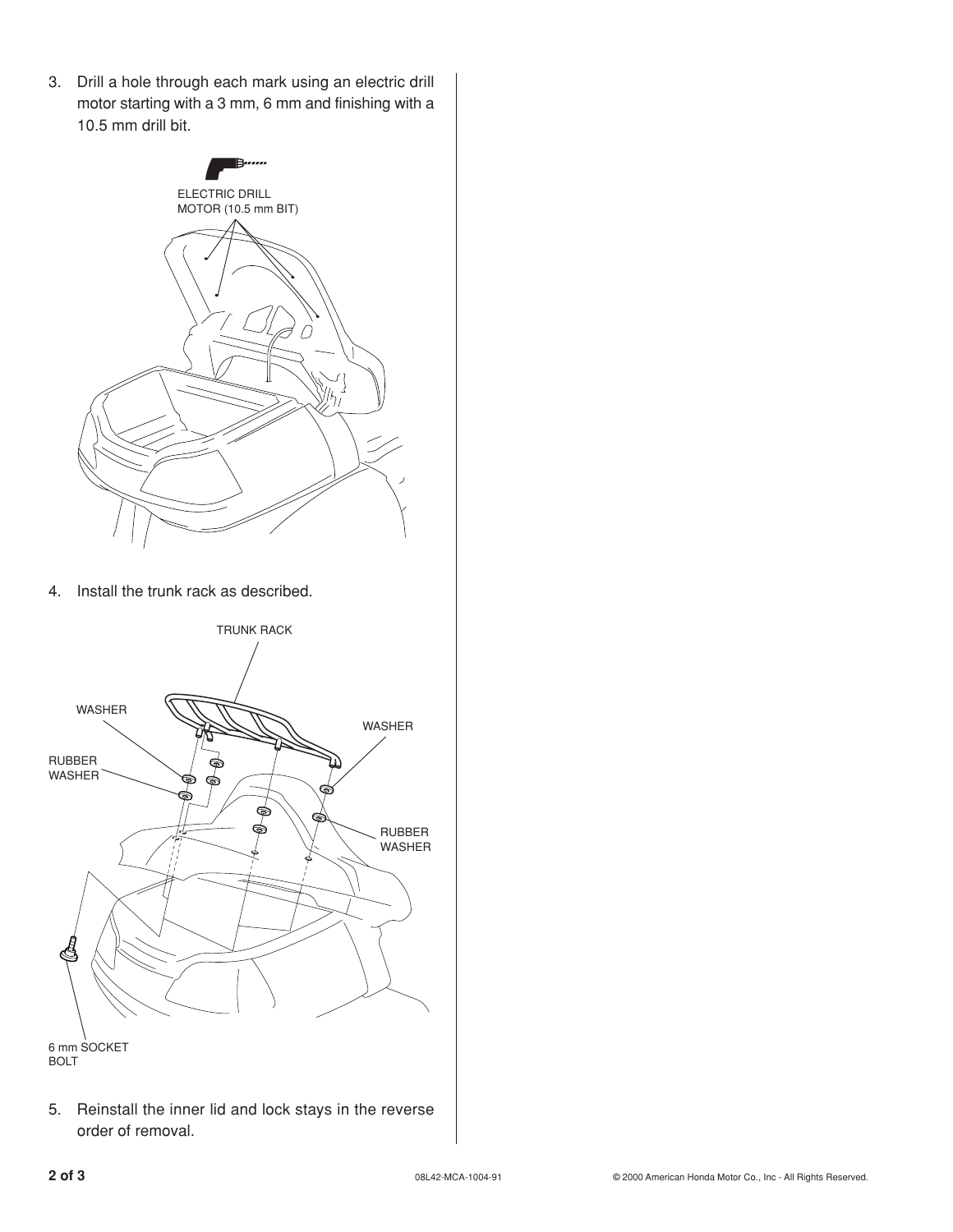3. Drill a hole through each mark using an electric drill motor starting with a 3 mm, 6 mm and finishing with a 10.5 mm drill bit.

ELECTRIC DRILL MOTOR (10.5 mm BIT)

4. Install the trunk rack as described.

TRUNK RACK

WASHER

WASHER

RUBBER WASHER

RUBBER WASHER

6 mm SOCKET BOLT

5. Reinstall the inner lid and lock stays in the reverse order of removal.

08L42-MCA-1004-91

© 2000 American Honda Motor Co., Inc - All Rights Reserved.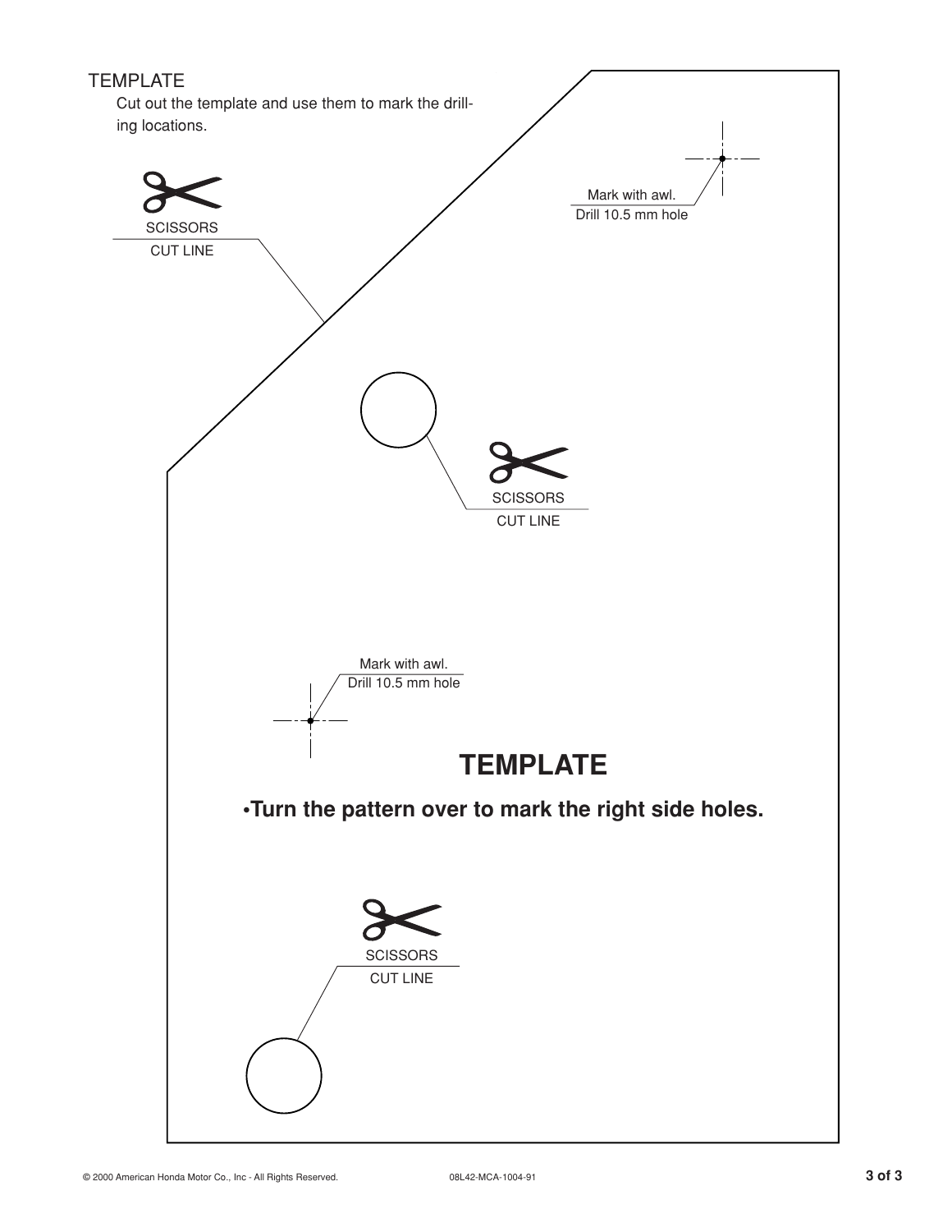TEMPLATE

Cut out the template and use them to mark the drilling locations.

SCISSORS
CUT LINE

Mark with awl.
Drill 10.5 mm hole

SCISSORS
CUT LINE

Mark with awl.
Drill 10.5 mm hole

**TEMPLATE**

**•Turn the pattern over to mark the right side holes.**

SCISSORS
CUT LINE

© 2000 American Honda Motor Co., Inc - All Rights Reserved.

08L42-MCA-1004-91